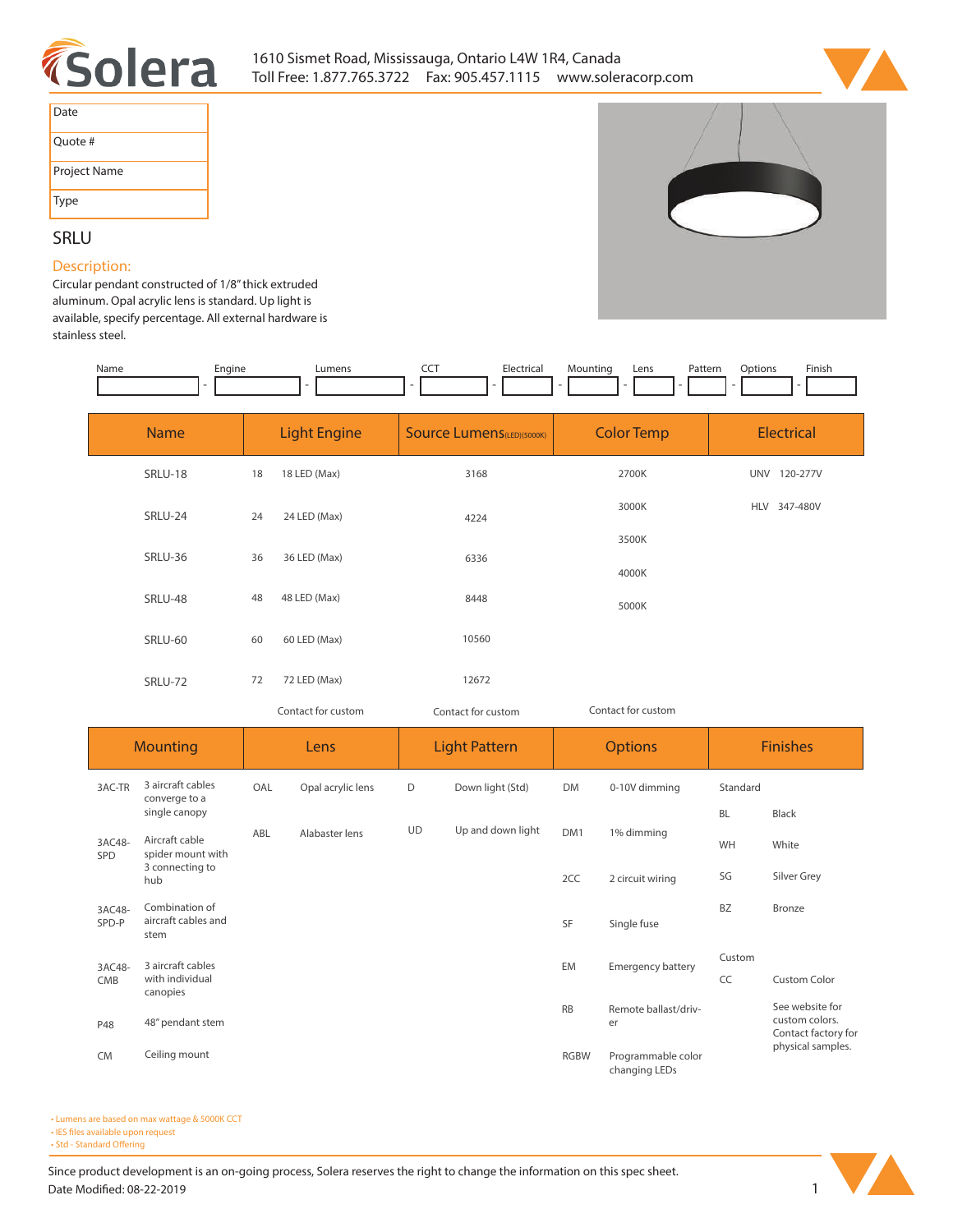# Solera

1610 Sismet Road, Mississauga, Ontario L4W 1R4, Canada
Toll Free: 1.877.765.3722 Fax: 905.457.1115 www.soleracorp.com

| Date |
|---|
| Quote # |
| Project Name |
| Type |

## SRLU

### Description:

Circular pendant constructed of 1/8" thick extruded aluminum. Opal acrylic lens is standard. Up light is available, specify percentage. All external hardware is stainless steel.

| Name | Engine | Lumens | CCT | Electrical | Mounting | Lens | Pattern | Options | Finish |
|---|---|---|---|---|---|---|---|---|---|
| | - | - | - | - | - | - | - | - | - |

| Name | Light Engine | | Source Lumens (LED)(5000K) | Color Temp | Electrical | |
|---|---|---|---|---|---|---|
| SRLU-18 | 18 | 18 LED (Max) | 3168 | 2700K | UNV | 120-277V |
| SRLU-24 | 24 | 24 LED (Max) | 4224 | 3000K | HLV | 347-480V |
| SRLU-36 | 36 | 36 LED (Max) | 6336 | 3500K | | |
| SRLU-48 | 48 | 48 LED (Max) | 8448 | 4000K | | |
| SRLU-60 | 60 | 60 LED (Max) | 10560 | 5000K | | |
| SRLU-72 | 72 | 72 LED (Max) | 12672 | | | |
| | Contact for custom | | Contact for custom | Contact for custom | | |

| Mounting | | Lens | | Light Pattern | | Options | | Finishes | |
|---|---|---|---|---|---|---|---|---|---|
| 3AC-TR | 3 aircraft cables converge to a single canopy | OAL | Opal acrylic lens | D | Down light (Std) | DM | 0-10V dimming | Standard | |
| 3AC48-SPD | Aircraft cable spider mount with 3 connecting to hub | ABL | Alabaster lens | UD | Up and down light | DM1 | 1% dimming | BL | Black |
| 3AC48-SPD-P | Combination of aircraft cables and stem | | | | | 2CC | 2 circuit wiring | WH | White |
| 3AC48-CMB | 3 aircraft cables with individual canopies | | | | | SF | Single fuse | SG | Silver Grey |
| P48 | 48" pendant stem | | | | | EM | Emergency battery | BZ | Bronze |
| CM | Ceiling mount | | | | | RB | Remote ballast/driver | Custom | |
| | | | | | | RGBW | Programmable color changing LEDs | CC | Custom Color |
| | | | | | | | | | See website for custom colors. Contact factory for physical samples. |

- Lumens are based on max wattage & 5000K CCT
- IES files available upon request
- Std - Standard Offering

Since product development is an on-going process, Solera reserves the right to change the information on this spec sheet.
Date Modified: 08-22-2019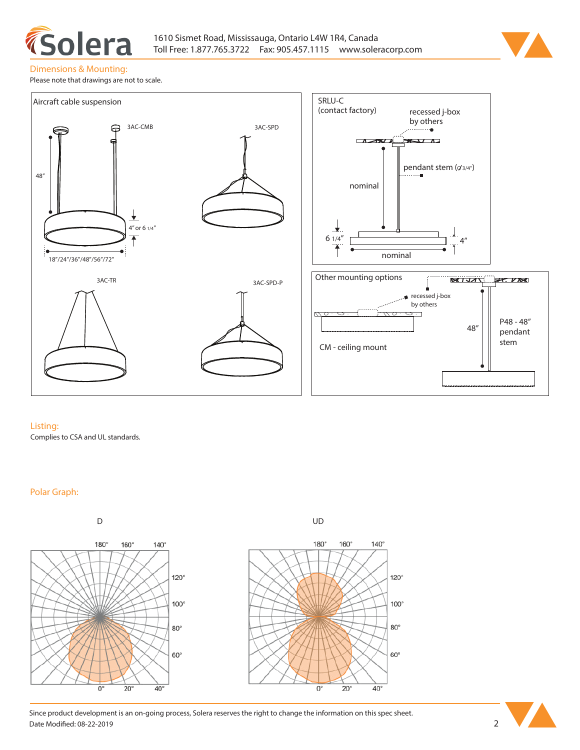1610 Sismet Road, Mississauga, Ontario L4W 1R4, Canada
Toll Free: 1.877.765.3722 Fax: 905.457.1115 www.soleracorp.com

## Dimensions & Mounting:

Please note that drawings are not to scale.

Aircraft cable suspension

3AC-CMB

3AC-SPD

48″

4″ or 6 1/4″

18″/24″/36″/48″/56″/72″

3AC-TR

3AC-SPD-P

SRLU-C
(contact factory)

recessed j-box
by others

pendant stem (ø3/4″)

nominal

6 1/4″

4″

nominal

Other mounting options

recessed j-box
by others

CM - ceiling mount

48″

P48 - 48″
pendant
stem

## Listing:

Complies to CSA and UL standards.

## Polar Graph:

D

180° 160° 140°

120°

100°

80°

60°

0° 20° 40°

UD

180° 160° 140°

120°

100°

80°

60°

0° 20° 40°

Since product development is an on-going process, Solera reserves the right to change the information on this spec sheet.
Date Modified: 08-22-2019